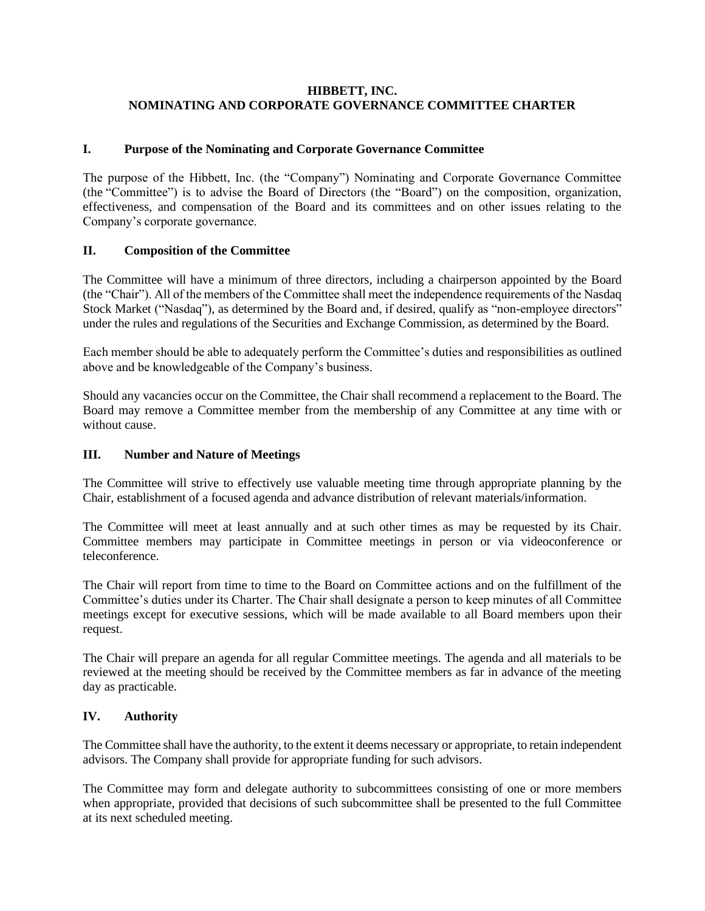# HIBBETT, INC.
# NOMINATING AND CORPORATE GOVERNANCE COMMITTEE CHARTER

## I. Purpose of the Nominating and Corporate Governance Committee

The purpose of the Hibbett, Inc. (the "Company") Nominating and Corporate Governance Committee (the "Committee") is to advise the Board of Directors (the "Board") on the composition, organization, effectiveness, and compensation of the Board and its committees and on other issues relating to the Company's corporate governance.

## II. Composition of the Committee

The Committee will have a minimum of three directors, including a chairperson appointed by the Board (the "Chair"). All of the members of the Committee shall meet the independence requirements of the Nasdaq Stock Market ("Nasdaq"), as determined by the Board and, if desired, qualify as "non-employee directors" under the rules and regulations of the Securities and Exchange Commission, as determined by the Board.

Each member should be able to adequately perform the Committee's duties and responsibilities as outlined above and be knowledgeable of the Company's business.

Should any vacancies occur on the Committee, the Chair shall recommend a replacement to the Board. The Board may remove a Committee member from the membership of any Committee at any time with or without cause.

## III. Number and Nature of Meetings

The Committee will strive to effectively use valuable meeting time through appropriate planning by the Chair, establishment of a focused agenda and advance distribution of relevant materials/information.

The Committee will meet at least annually and at such other times as may be requested by its Chair. Committee members may participate in Committee meetings in person or via videoconference or teleconference.

The Chair will report from time to time to the Board on Committee actions and on the fulfillment of the Committee's duties under its Charter. The Chair shall designate a person to keep minutes of all Committee meetings except for executive sessions, which will be made available to all Board members upon their request.

The Chair will prepare an agenda for all regular Committee meetings. The agenda and all materials to be reviewed at the meeting should be received by the Committee members as far in advance of the meeting day as practicable.

## IV. Authority

The Committee shall have the authority, to the extent it deems necessary or appropriate, to retain independent advisors. The Company shall provide for appropriate funding for such advisors.

The Committee may form and delegate authority to subcommittees consisting of one or more members when appropriate, provided that decisions of such subcommittee shall be presented to the full Committee at its next scheduled meeting.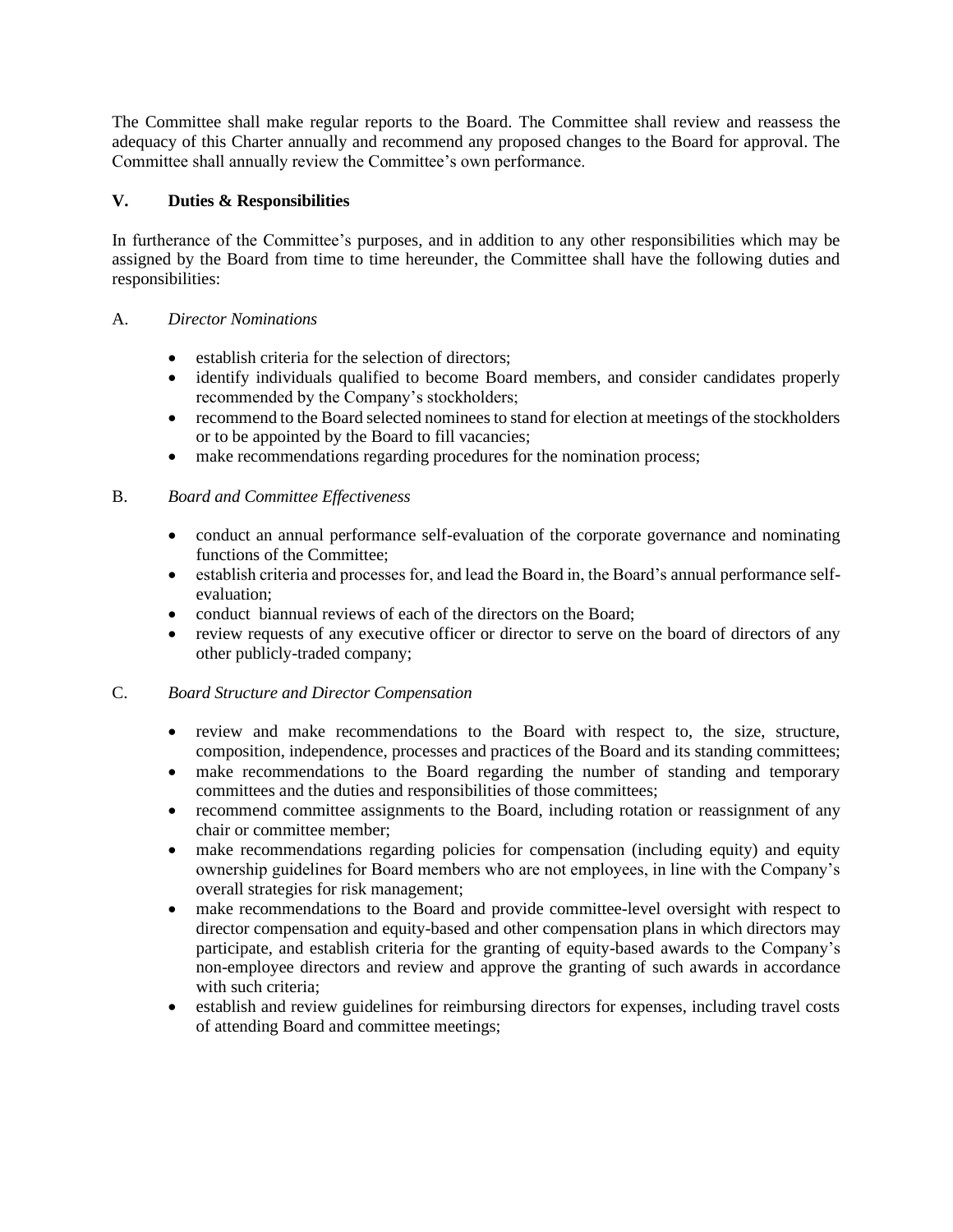The Committee shall make regular reports to the Board. The Committee shall review and reassess the adequacy of this Charter annually and recommend any proposed changes to the Board for approval. The Committee shall annually review the Committee's own performance.

## V. Duties & Responsibilities

In furtherance of the Committee's purposes, and in addition to any other responsibilities which may be assigned by the Board from time to time hereunder, the Committee shall have the following duties and responsibilities:

### A. *Director Nominations*

- establish criteria for the selection of directors;
- identify individuals qualified to become Board members, and consider candidates properly recommended by the Company's stockholders;
- recommend to the Board selected nominees to stand for election at meetings of the stockholders or to be appointed by the Board to fill vacancies;
- make recommendations regarding procedures for the nomination process;

### B. *Board and Committee Effectiveness*

- conduct an annual performance self-evaluation of the corporate governance and nominating functions of the Committee;
- establish criteria and processes for, and lead the Board in, the Board's annual performance self-evaluation;
- conduct biannual reviews of each of the directors on the Board;
- review requests of any executive officer or director to serve on the board of directors of any other publicly-traded company;

### C. *Board Structure and Director Compensation*

- review and make recommendations to the Board with respect to, the size, structure, composition, independence, processes and practices of the Board and its standing committees;
- make recommendations to the Board regarding the number of standing and temporary committees and the duties and responsibilities of those committees;
- recommend committee assignments to the Board, including rotation or reassignment of any chair or committee member;
- make recommendations regarding policies for compensation (including equity) and equity ownership guidelines for Board members who are not employees, in line with the Company's overall strategies for risk management;
- make recommendations to the Board and provide committee-level oversight with respect to director compensation and equity-based and other compensation plans in which directors may participate, and establish criteria for the granting of equity-based awards to the Company's non-employee directors and review and approve the granting of such awards in accordance with such criteria;
- establish and review guidelines for reimbursing directors for expenses, including travel costs of attending Board and committee meetings;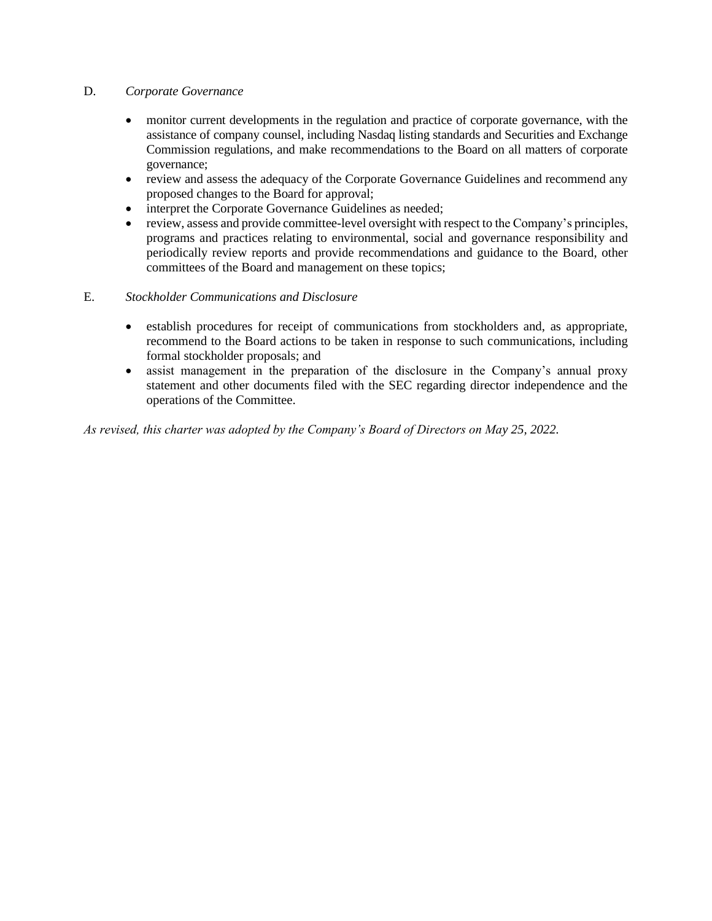D. *Corporate Governance*

- monitor current developments in the regulation and practice of corporate governance, with the assistance of company counsel, including Nasdaq listing standards and Securities and Exchange Commission regulations, and make recommendations to the Board on all matters of corporate governance;
- review and assess the adequacy of the Corporate Governance Guidelines and recommend any proposed changes to the Board for approval;
- interpret the Corporate Governance Guidelines as needed;
- review, assess and provide committee-level oversight with respect to the Company's principles, programs and practices relating to environmental, social and governance responsibility and periodically review reports and provide recommendations and guidance to the Board, other committees of the Board and management on these topics;

E. *Stockholder Communications and Disclosure*

- establish procedures for receipt of communications from stockholders and, as appropriate, recommend to the Board actions to be taken in response to such communications, including formal stockholder proposals; and
- assist management in the preparation of the disclosure in the Company's annual proxy statement and other documents filed with the SEC regarding director independence and the operations of the Committee.

*As revised, this charter was adopted by the Company's Board of Directors on May 25, 2022.*